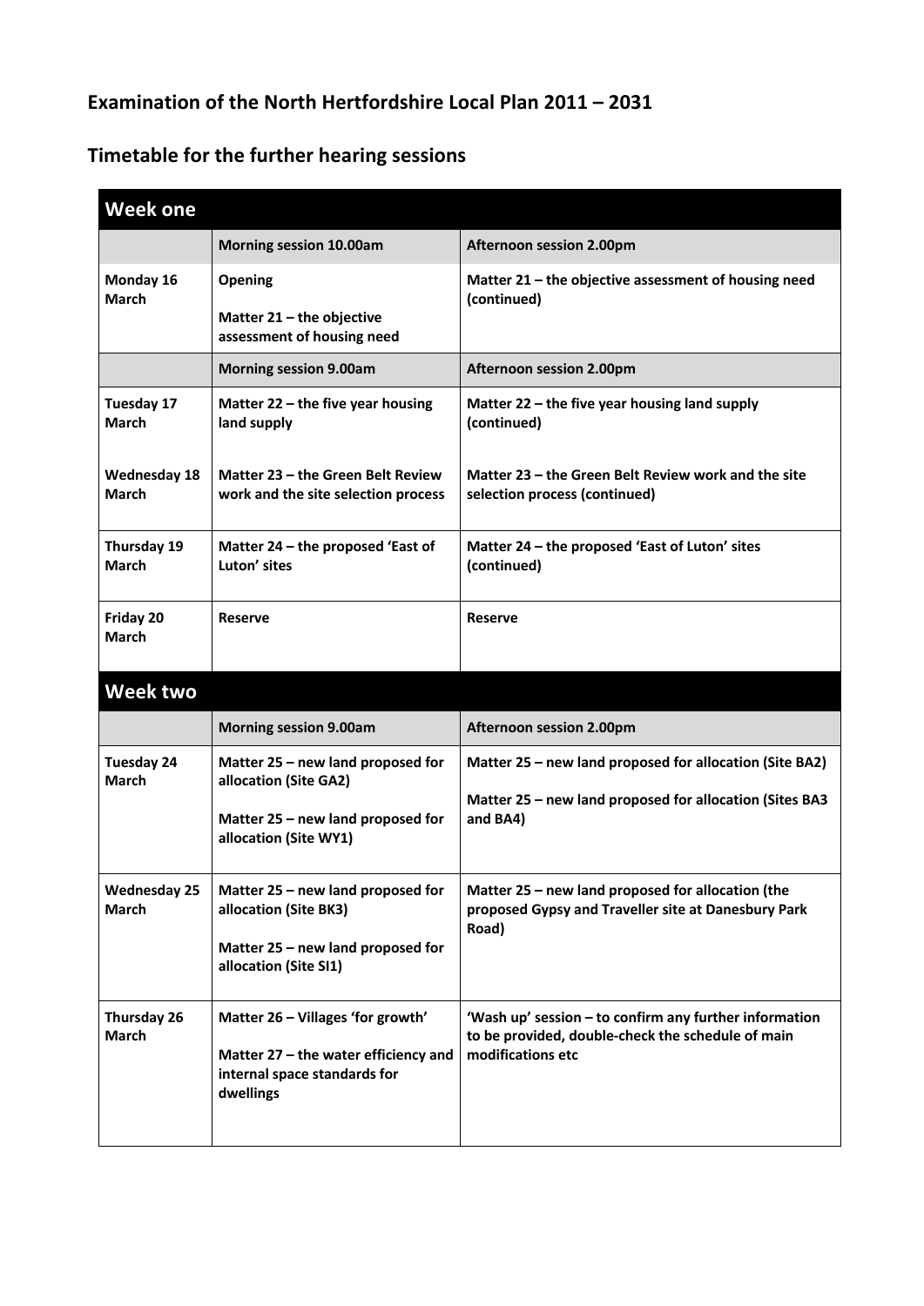# Examination of the North Hertfordshire Local Plan 2011 – 2031

## Timetable for the further hearing sessions

| **Week one** | | |
|---|---|---|
| | **Morning session 10.00am** | **Afternoon session 2.00pm** |
| **Monday 16 March** | **Opening**<br><br>**Matter 21 – the objective assessment of housing need** | **Matter 21 – the objective assessment of housing need (continued)** |
| | **Morning session 9.00am** | **Afternoon session 2.00pm** |
| **Tuesday 17 March** | **Matter 22 – the five year housing land supply** | **Matter 22 – the five year housing land supply (continued)** |
| **Wednesday 18 March** | **Matter 23 – the Green Belt Review work and the site selection process** | **Matter 23 – the Green Belt Review work and the site selection process (continued)** |
| **Thursday 19 March** | **Matter 24 – the proposed 'East of Luton' sites** | **Matter 24 – the proposed 'East of Luton' sites (continued)** |
| **Friday 20 March** | **Reserve** | **Reserve** |
| **Week two** | | |
| | **Morning session 9.00am** | **Afternoon session 2.00pm** |
| **Tuesday 24 March** | **Matter 25 – new land proposed for allocation (Site GA2)**<br><br>**Matter 25 – new land proposed for allocation (Site WY1)** | **Matter 25 – new land proposed for allocation (Site BA2)**<br><br>**Matter 25 – new land proposed for allocation (Sites BA3 and BA4)** |
| **Wednesday 25 March** | **Matter 25 – new land proposed for allocation (Site BK3)**<br><br>**Matter 25 – new land proposed for allocation (Site SI1)** | **Matter 25 – new land proposed for allocation (the proposed Gypsy and Traveller site at Danesbury Park Road)** |
| **Thursday 26 March** | **Matter 26 – Villages 'for growth'**<br><br>**Matter 27 – the water efficiency and internal space standards for dwellings** | **'Wash up' session – to confirm any further information to be provided, double-check the schedule of main modifications etc** |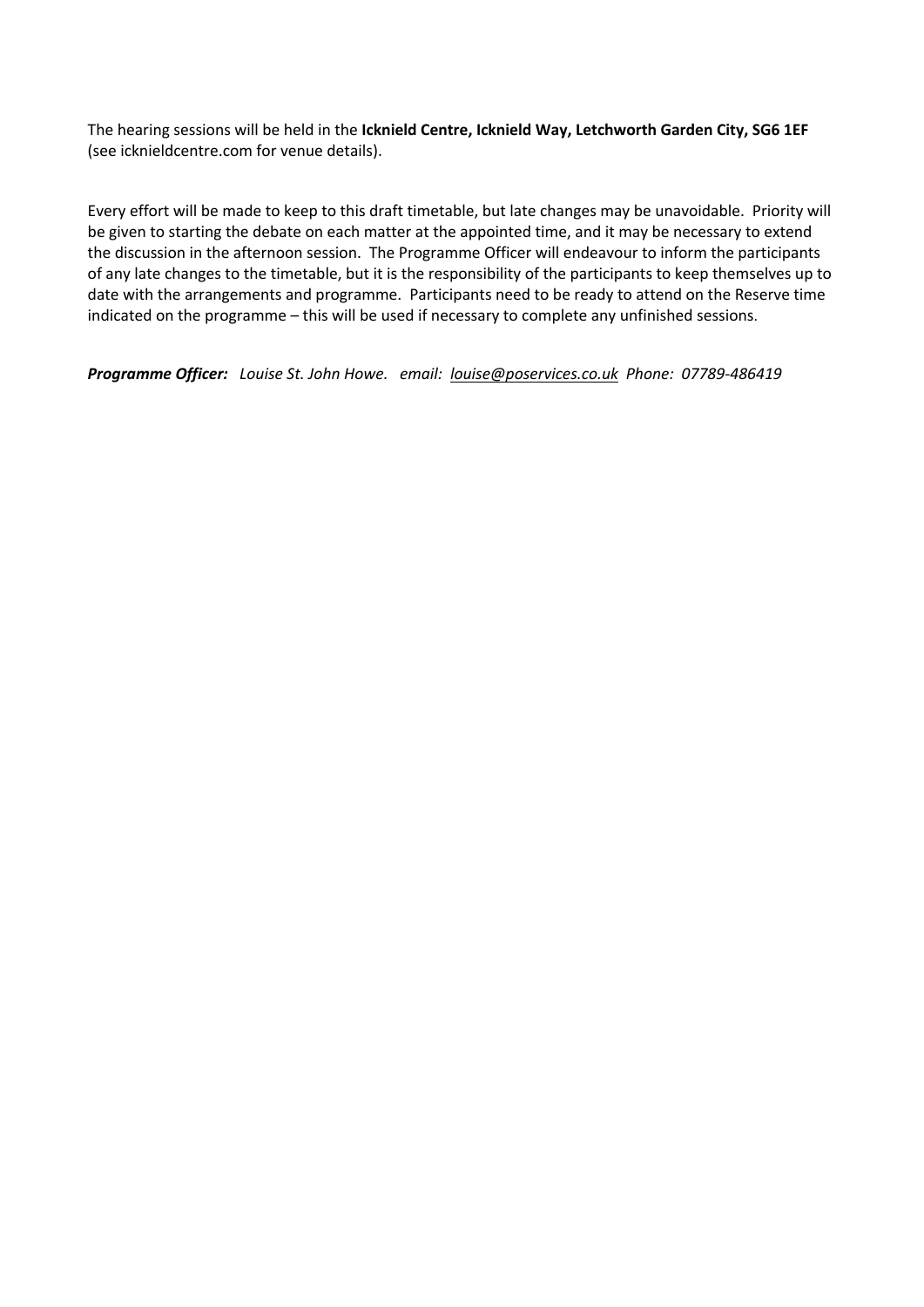The hearing sessions will be held in the **Icknield Centre, Icknield Way, Letchworth Garden City, SG6 1EF** (see icknieldcentre.com for venue details).

Every effort will be made to keep to this draft timetable, but late changes may be unavoidable. Priority will be given to starting the debate on each matter at the appointed time, and it may be necessary to extend the discussion in the afternoon session. The Programme Officer will endeavour to inform the participants of any late changes to the timetable, but it is the responsibility of the participants to keep themselves up to date with the arrangements and programme. Participants need to be ready to attend on the Reserve time indicated on the programme – this will be used if necessary to complete any unfinished sessions.

***Programme Officer:*** *Louise St. John Howe. email: louise@poservices.co.uk Phone: 07789-486419*